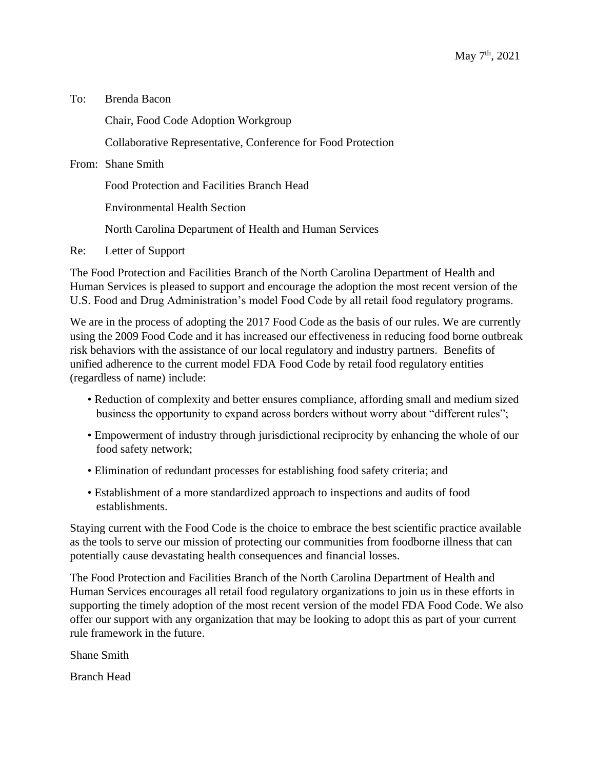May 7th, 2021

To: Brenda Bacon

Chair, Food Code Adoption Workgroup

Collaborative Representative, Conference for Food Protection

From: Shane Smith

Food Protection and Facilities Branch Head

Environmental Health Section

North Carolina Department of Health and Human Services

Re: Letter of Support

The Food Protection and Facilities Branch of the North Carolina Department of Health and Human Services is pleased to support and encourage the adoption the most recent version of the U.S. Food and Drug Administration's model Food Code by all retail food regulatory programs.

We are in the process of adopting the 2017 Food Code as the basis of our rules. We are currently using the 2009 Food Code and it has increased our effectiveness in reducing food borne outbreak risk behaviors with the assistance of our local regulatory and industry partners. Benefits of unified adherence to the current model FDA Food Code by retail food regulatory entities (regardless of name) include:

- Reduction of complexity and better ensures compliance, affording small and medium sized business the opportunity to expand across borders without worry about "different rules";
- Empowerment of industry through jurisdictional reciprocity by enhancing the whole of our food safety network;
- Elimination of redundant processes for establishing food safety criteria; and
- Establishment of a more standardized approach to inspections and audits of food establishments.

Staying current with the Food Code is the choice to embrace the best scientific practice available as the tools to serve our mission of protecting our communities from foodborne illness that can potentially cause devastating health consequences and financial losses.

The Food Protection and Facilities Branch of the North Carolina Department of Health and Human Services encourages all retail food regulatory organizations to join us in these efforts in supporting the timely adoption of the most recent version of the model FDA Food Code. We also offer our support with any organization that may be looking to adopt this as part of your current rule framework in the future.

Shane Smith

Branch Head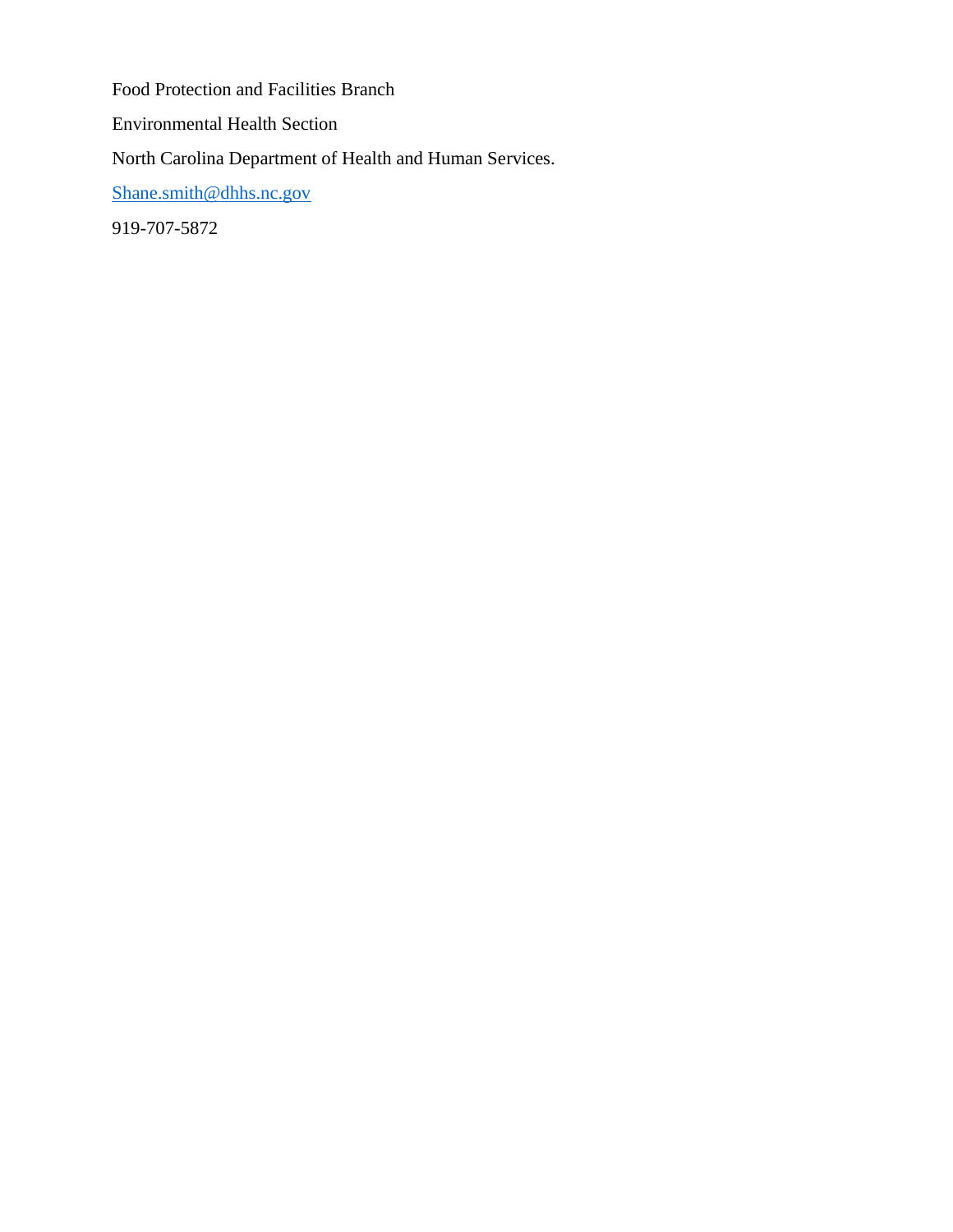Food Protection and Facilities Branch

Environmental Health Section

North Carolina Department of Health and Human Services.

Shane.smith@dhhs.nc.gov

919-707-5872